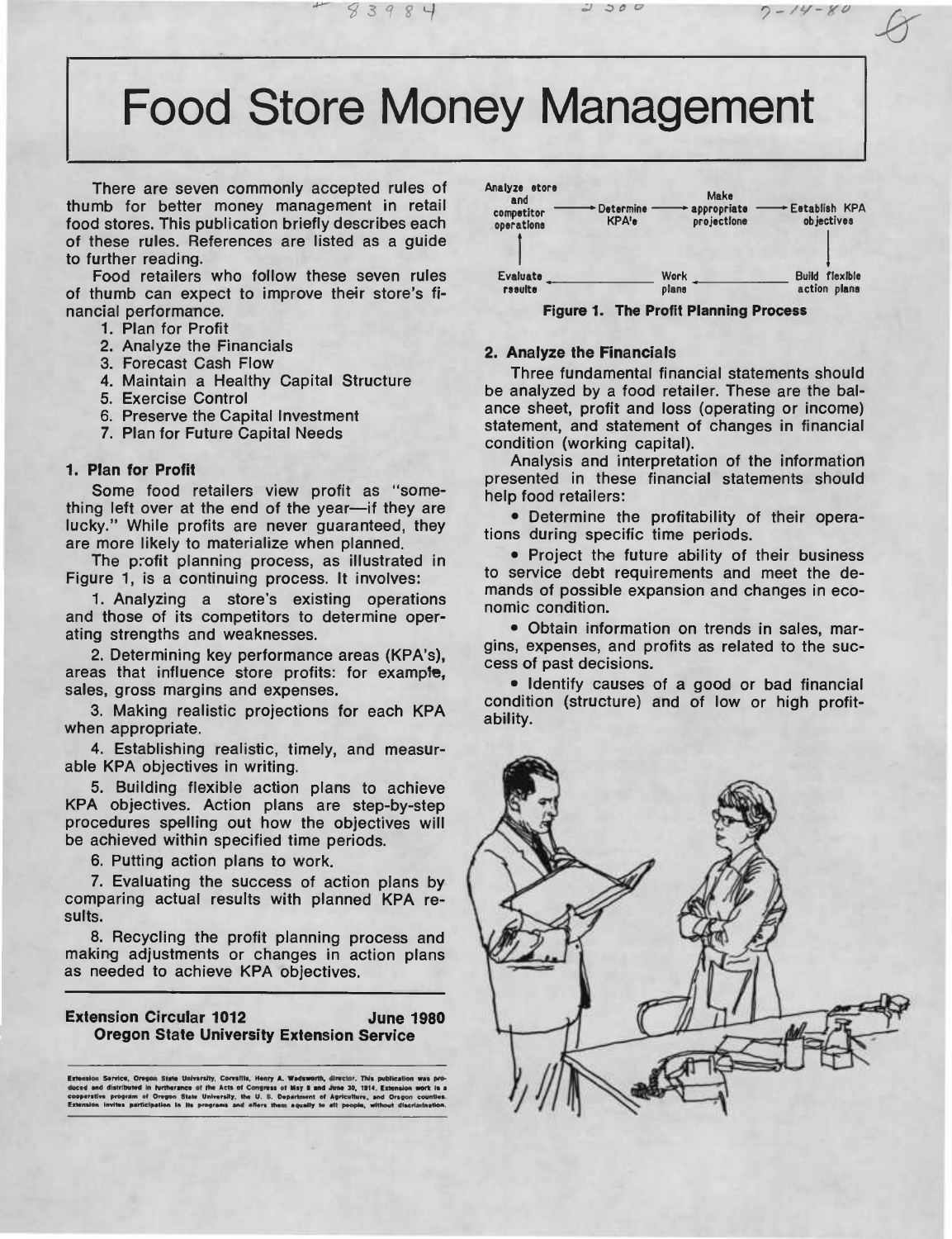# Food Store Money Management

There are seven commonly accepted rules of thumb for better money management in retail food stores. This publication briefly describes each of these rules. References are listed as a guide to further reading.

Food retailers who follow these seven rules of thumb can expect to improve their store's financial performance.

1. Plan for Profit
2. Analyze the Financials
3. Forecast Cash Flow
4. Maintain a Healthy Capital Structure
5. Exercise Control
6. Preserve the Capital Investment
7. Plan for Future Capital Needs

### 1. Plan for Profit

Some food retailers view profit as "something left over at the end of the year—if they are lucky." While profits are never guaranteed, they are more likely to materialize when planned.

The profit planning process, as illustrated in Figure 1, is a continuing process. It involves:

1. Analyzing a store's existing operations and those of its competitors to determine operating strengths and weaknesses.

2. Determining key performance areas (KPA's), areas that influence store profits: for example, sales, gross margins and expenses.

3. Making realistic projections for each KPA when appropriate.

4. Establishing realistic, timely, and measurable KPA objectives in writing.

5. Building flexible action plans to achieve KPA objectives. Action plans are step-by-step procedures spelling out how the objectives will be achieved within specified time periods.

6. Putting action plans to work.

7. Evaluating the success of action plans by comparing actual results with planned KPA results.

8. Recycling the profit planning process and making adjustments or changes in action plans as needed to achieve KPA objectives.

**Extension Circular 1012 — June 1980**
**Oregon State University Extension Service**

Extension Service, Oregon State University, Corvallis, Henry A. Wadsworth, director. This publication was produced and distributed in furtherance of the Acts of Congress of May 8 and June 30, 1914. Extension work is a cooperative program of Oregon State University, the U. S. Department of Agriculture, and Oregon counties. Extension invites participation in its programs and offers them equally to all people, without discrimination.

Analyze store and competitor operations → Determine KPA's → Make appropriate projections → Establish KPA objectives → Build flexible action plans → Work plans → Evaluate results → (back to) Analyze store and competitor operations

**Figure 1. The Profit Planning Process**

### 2. Analyze the Financials

Three fundamental financial statements should be analyzed by a food retailer. These are the balance sheet, profit and loss (operating or income) statement, and statement of changes in financial condition (working capital).

Analysis and interpretation of the information presented in these financial statements should help food retailers:

- Determine the profitability of their operations during specific time periods.
- Project the future ability of their business to service debt requirements and meet the demands of possible expansion and changes in economic condition.
- Obtain information on trends in sales, margins, expenses, and profits as related to the success of past decisions.
- Identify causes of a good or bad financial condition (structure) and of low or high profitability.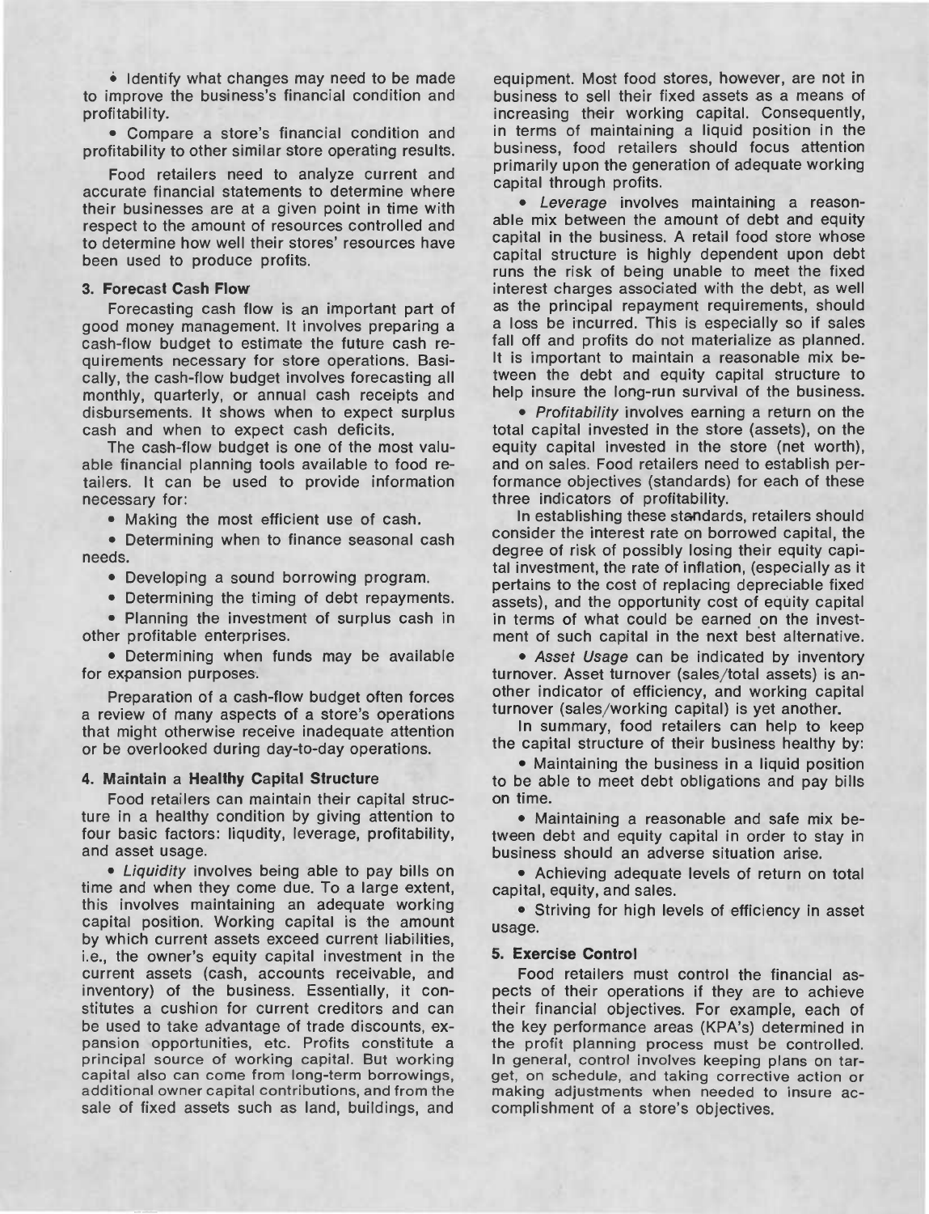- Identify what changes may need to be made to improve the business's financial condition and profitability.
- Compare a store's financial condition and profitability to other similar store operating results.

Food retailers need to analyze current and accurate financial statements to determine where their businesses are at a given point in time with respect to the amount of resources controlled and to determine how well their stores' resources have been used to produce profits.

### 3. Forecast Cash Flow

Forecasting cash flow is an important part of good money management. It involves preparing a cash-flow budget to estimate the future cash requirements necessary for store operations. Basically, the cash-flow budget involves forecasting all monthly, quarterly, or annual cash receipts and disbursements. It shows when to expect surplus cash and when to expect cash deficits.

The cash-flow budget is one of the most valuable financial planning tools available to food retailers. It can be used to provide information necessary for:

- Making the most efficient use of cash.
- Determining when to finance seasonal cash needs.
- Developing a sound borrowing program.
- Determining the timing of debt repayments.
- Planning the investment of surplus cash in other profitable enterprises.
- Determining when funds may be available for expansion purposes.

Preparation of a cash-flow budget often forces a review of many aspects of a store's operations that might otherwise receive inadequate attention or be overlooked during day-to-day operations.

### 4. Maintain a Healthy Capital Structure

Food retailers can maintain their capital structure in a healthy condition by giving attention to four basic factors: liqudity, leverage, profitability, and asset usage.

- *Liquidity* involves being able to pay bills on time and when they come due. To a large extent, this involves maintaining an adequate working capital position. Working capital is the amount by which current assets exceed current liabilities, i.e., the owner's equity capital investment in the current assets (cash, accounts receivable, and inventory) of the business. Essentially, it constitutes a cushion for current creditors and can be used to take advantage of trade discounts, expansion opportunities, etc. Profits constitute a principal source of working capital. But working capital also can come from long-term borrowings, additional owner capital contributions, and from the sale of fixed assets such as land, buildings, and equipment. Most food stores, however, are not in business to sell their fixed assets as a means of increasing their working capital. Consequently, in terms of maintaining a liquid position in the business, food retailers should focus attention primarily upon the generation of adequate working capital through profits.

- *Leverage* involves maintaining a reasonable mix between the amount of debt and equity capital in the business. A retail food store whose capital structure is highly dependent upon debt runs the risk of being unable to meet the fixed interest charges associated with the debt, as well as the principal repayment requirements, should a loss be incurred. This is especially so if sales fall off and profits do not materialize as planned. It is important to maintain a reasonable mix between the debt and equity capital structure to help insure the long-run survival of the business.

- *Profitability* involves earning a return on the total capital invested in the store (assets), on the equity capital invested in the store (net worth), and on sales. Food retailers need to establish performance objectives (standards) for each of these three indicators of profitability.

In establishing these standards, retailers should consider the interest rate on borrowed capital, the degree of risk of possibly losing their equity capital investment, the rate of inflation, (especially as it pertains to the cost of replacing depreciable fixed assets), and the opportunity cost of equity capital in terms of what could be earned on the investment of such capital in the next best alternative.

- *Asset Usage* can be indicated by inventory turnover. Asset turnover (sales/total assets) is another indicator of efficiency, and working capital turnover (sales/working capital) is yet another.

In summary, food retailers can help to keep the capital structure of their business healthy by:

- Maintaining the business in a liquid position to be able to meet debt obligations and pay bills on time.
- Maintaining a reasonable and safe mix between debt and equity capital in order to stay in business should an adverse situation arise.
- Achieving adequate levels of return on total capital, equity, and sales.
- Striving for high levels of efficiency in asset usage.

### 5. Exercise Control

Food retailers must control the financial aspects of their operations if they are to achieve their financial objectives. For example, each of the key performance areas (KPA's) determined in the profit planning process must be controlled. In general, control involves keeping plans on target, on schedule, and taking corrective action or making adjustments when needed to insure accomplishment of a store's objectives.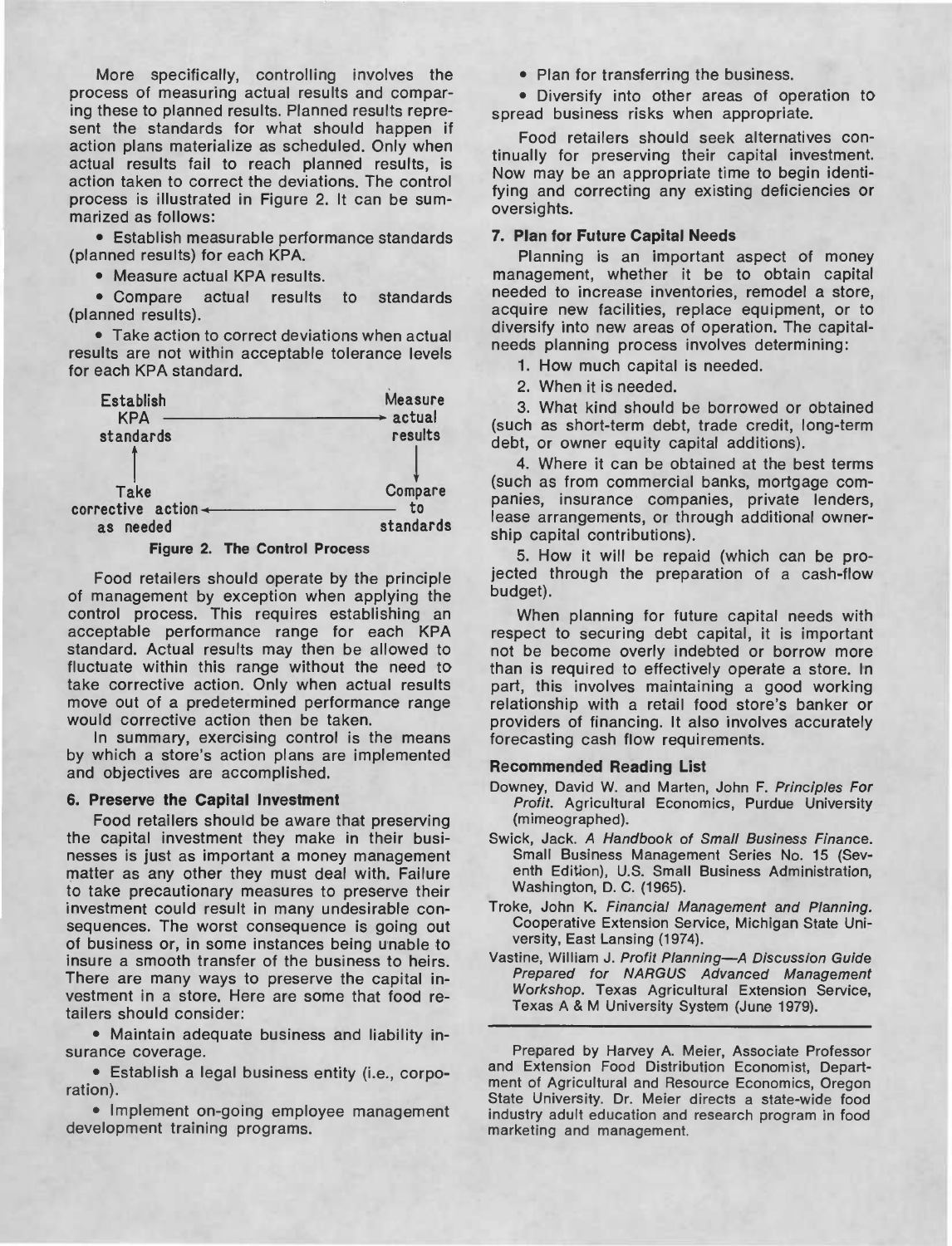More specifically, controlling involves the process of measuring actual results and comparing these to planned results. Planned results represent the standards for what should happen if action plans materialize as scheduled. Only when actual results fail to reach planned results, is action taken to correct the deviations. The control process is illustrated in Figure 2. It can be summarized as follows:

- Establish measurable performance standards (planned results) for each KPA.
- Measure actual KPA results.
- Compare actual results to standards (planned results).
- Take action to correct deviations when actual results are not within acceptable tolerance levels for each KPA standard.

Establish KPA standards → Measure actual results

Measure actual results → Compare to standards

Compare to standards → Take corrective action as needed

Take corrective action as needed → Establish KPA standards

**Figure 2. The Control Process**

Food retailers should operate by the principle of management by exception when applying the control process. This requires establishing an acceptable performance range for each KPA standard. Actual results may then be allowed to fluctuate within this range without the need to take corrective action. Only when actual results move out of a predetermined performance range would corrective action then be taken.

In summary, exercising control is the means by which a store's action plans are implemented and objectives are accomplished.

### 6. Preserve the Capital Investment

Food retailers should be aware that preserving the capital investment they make in their businesses is just as important a money management matter as any other they must deal with. Failure to take precautionary measures to preserve their investment could result in many undesirable consequences. The worst consequence is going out of business or, in some instances being unable to insure a smooth transfer of the business to heirs. There are many ways to preserve the capital investment in a store. Here are some that food retailers should consider:

- Maintain adequate business and liability insurance coverage.
- Establish a legal business entity (i.e., corporation).
- Implement on-going employee management development training programs.
- Plan for transferring the business.
- Diversify into other areas of operation to spread business risks when appropriate.

Food retailers should seek alternatives continually for preserving their capital investment. Now may be an appropriate time to begin identifying and correcting any existing deficiencies or oversights.

### 7. Plan for Future Capital Needs

Planning is an important aspect of money management, whether it be to obtain capital needed to increase inventories, remodel a store, acquire new facilities, replace equipment, or to diversify into new areas of operation. The capital-needs planning process involves determining:

1. How much capital is needed.
2. When it is needed.
3. What kind should be borrowed or obtained (such as short-term debt, trade credit, long-term debt, or owner equity capital additions).
4. Where it can be obtained at the best terms (such as from commercial banks, mortgage companies, insurance companies, private lenders, lease arrangements, or through additional ownership capital contributions).
5. How it will be repaid (which can be projected through the preparation of a cash-flow budget).

When planning for future capital needs with respect to securing debt capital, it is important not be become overly indebted or borrow more than is required to effectively operate a store. In part, this involves maintaining a good working relationship with a retail food store's banker or providers of financing. It also involves accurately forecasting cash flow requirements.

### Recommended Reading List

Downey, David W. and Marten, John F. *Principles For Profit.* Agricultural Economics, Purdue University (mimeographed).

Swick, Jack. *A Handbook of Small Business Finance.* Small Business Management Series No. 15 (Seventh Edition), U.S. Small Business Administration, Washington, D. C. (1965).

Troke, John K. *Financial Management and Planning.* Cooperative Extension Service, Michigan State University, East Lansing (1974).

Vastine, William J. *Profit Planning—A Discussion Guide Prepared for NARGUS Advanced Management Workshop.* Texas Agricultural Extension Service, Texas A & M University System (June 1979).

---

Prepared by Harvey A. Meier, Associate Professor and Extension Food Distribution Economist, Department of Agricultural and Resource Economics, Oregon State University. Dr. Meier directs a state-wide food industry adult education and research program in food marketing and management.